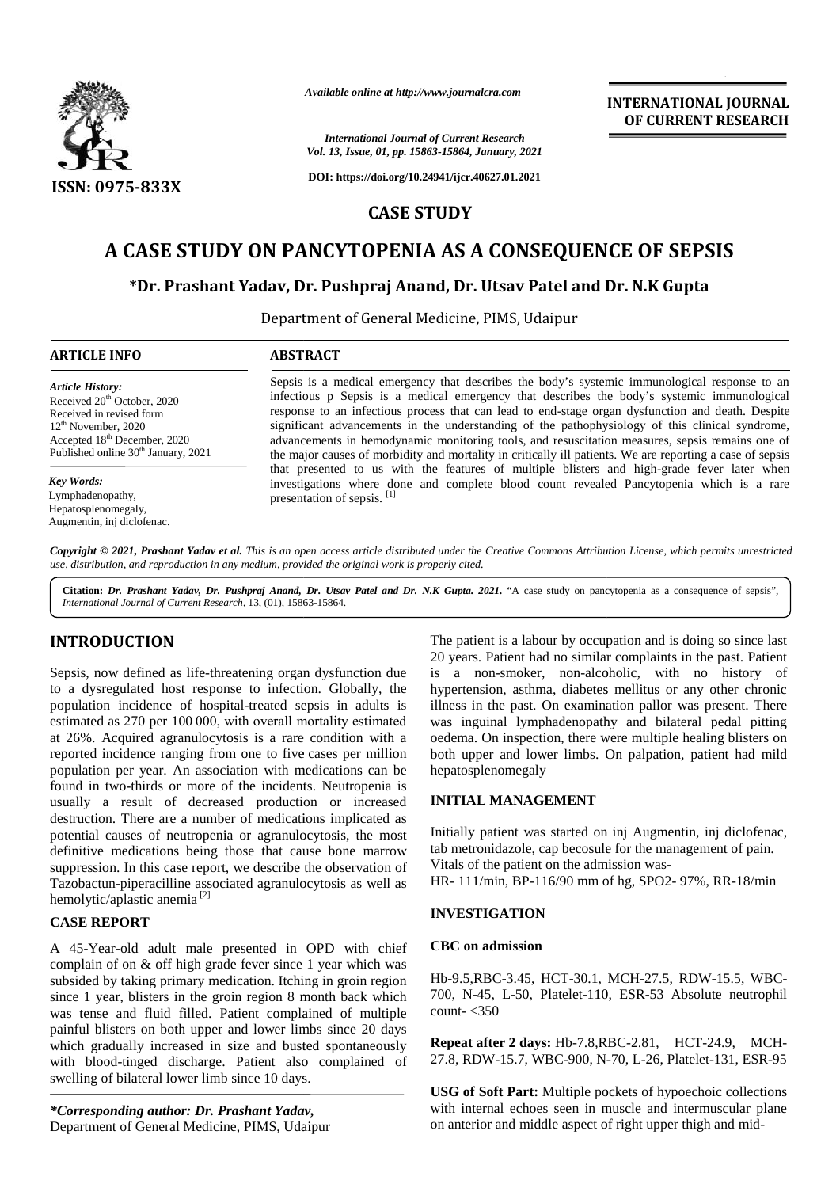# CASE STUDY

# A CASE STUDY ON PANCYTOPENIA AS A CONSEQUENCE OF SEPSIS

**\*Dr. Prashant Yadav, Dr. Pushpraj Anand, Dr. Utsav Patel and Dr. N.K Gupta**

Department of General Medicine, PIMS, Udaipur

## ARTICLE INFO

*Article History:*
Received 20th October, 2020
Received in revised form
12th November, 2020
Accepted 18th December, 2020
Published online 30th January, 2021

*Key Words:*
Lymphadenopathy,
Hepatosplenomegaly,
Augmentin, inj diclofenac.

## ABSTRACT

Sepsis is a medical emergency that describes the body's systemic immunological response to an infectious p Sepsis is a medical emergency that describes the body's systemic immunological response to an infectious process that can lead to end-stage organ dysfunction and death. Despite significant advancements in the understanding of the pathophysiology of this clinical syndrome, advancements in hemodynamic monitoring tools, and resuscitation measures, sepsis remains one of the major causes of morbidity and mortality in critically ill patients. We are reporting a case of sepsis that presented to us with the features of multiple blisters and high-grade fever later when investigations where done and complete blood count revealed Pancytopenia which is a rare presentation of sepsis. [1]

*Copyright © 2021, Prashant Yadav et al. This is an open access article distributed under the Creative Commons Attribution License, which permits unrestricted use, distribution, and reproduction in any medium, provided the original work is properly cited.*

**Citation:** *Dr. Prashant Yadav, Dr. Pushpraj Anand, Dr. Utsav Patel and Dr. N.K Gupta. 2021.* "A case study on pancytopenia as a consequence of sepsis", *International Journal of Current Research*, 13, (01), 15863-15864.

## INTRODUCTION

Sepsis, now defined as life-threatening organ dysfunction due to a dysregulated host response to infection. Globally, the population incidence of hospital-treated sepsis in adults is estimated as 270 per 100 000, with overall mortality estimated at 26%. Acquired agranulocytosis is a rare condition with a reported incidence ranging from one to five cases per million population per year. An association with medications can be found in two-thirds or more of the incidents. Neutropenia is usually a result of decreased production or increased destruction. There are a number of medications implicated as potential causes of neutropenia or agranulocytosis, the most definitive medications being those that cause bone marrow suppression. In this case report, we describe the observation of Tazobactun-piperacilline associated agranulocytosis as well as hemolytic/aplastic anemia [2]

## CASE REPORT

A 45-Year-old adult male presented in OPD with chief complain of on & off high grade fever since 1 year which was subsided by taking primary medication. Itching in groin region since 1 year, blisters in the groin region 8 month back which was tense and fluid filled. Patient complained of multiple painful blisters on both upper and lower limbs since 20 days which gradually increased in size and busted spontaneously with blood-tinged discharge. Patient also complained of swelling of bilateral lower limb since 10 days.

The patient is a labour by occupation and is doing so since last 20 years. Patient had no similar complaints in the past. Patient is a non-smoker, non-alcoholic, with no history of hypertension, asthma, diabetes mellitus or any other chronic illness in the past. On examination pallor was present. There was inguinal lymphadenopathy and bilateral pedal pitting oedema. On inspection, there were multiple healing blisters on both upper and lower limbs. On palpation, patient had mild hepatosplenomegaly

## INITIAL MANAGEMENT

Initially patient was started on inj Augmentin, inj diclofenac, tab metronidazole, cap becosule for the management of pain.
Vitals of the patient on the admission was-
HR- 111/min, BP-116/90 mm of hg, SPO2- 97%, RR-18/min

## INVESTIGATION

**CBC on admission**

Hb-9.5,RBC-3.45, HCT-30.1, MCH-27.5, RDW-15.5, WBC-700, N-45, L-50, Platelet-110, ESR-53 Absolute neutrophil count- <350

**Repeat after 2 days:** Hb-7.8,RBC-2.81, HCT-24.9, MCH-27.8, RDW-15.7, WBC-900, N-70, L-26, Platelet-131, ESR-95

**USG of Soft Part:** Multiple pockets of hypoechoic collections with internal echoes seen in muscle and intermuscular plane on anterior and middle aspect of right upper thigh and mid-

*\*Corresponding author: Dr. Prashant Yadav,*
Department of General Medicine, PIMS, Udaipur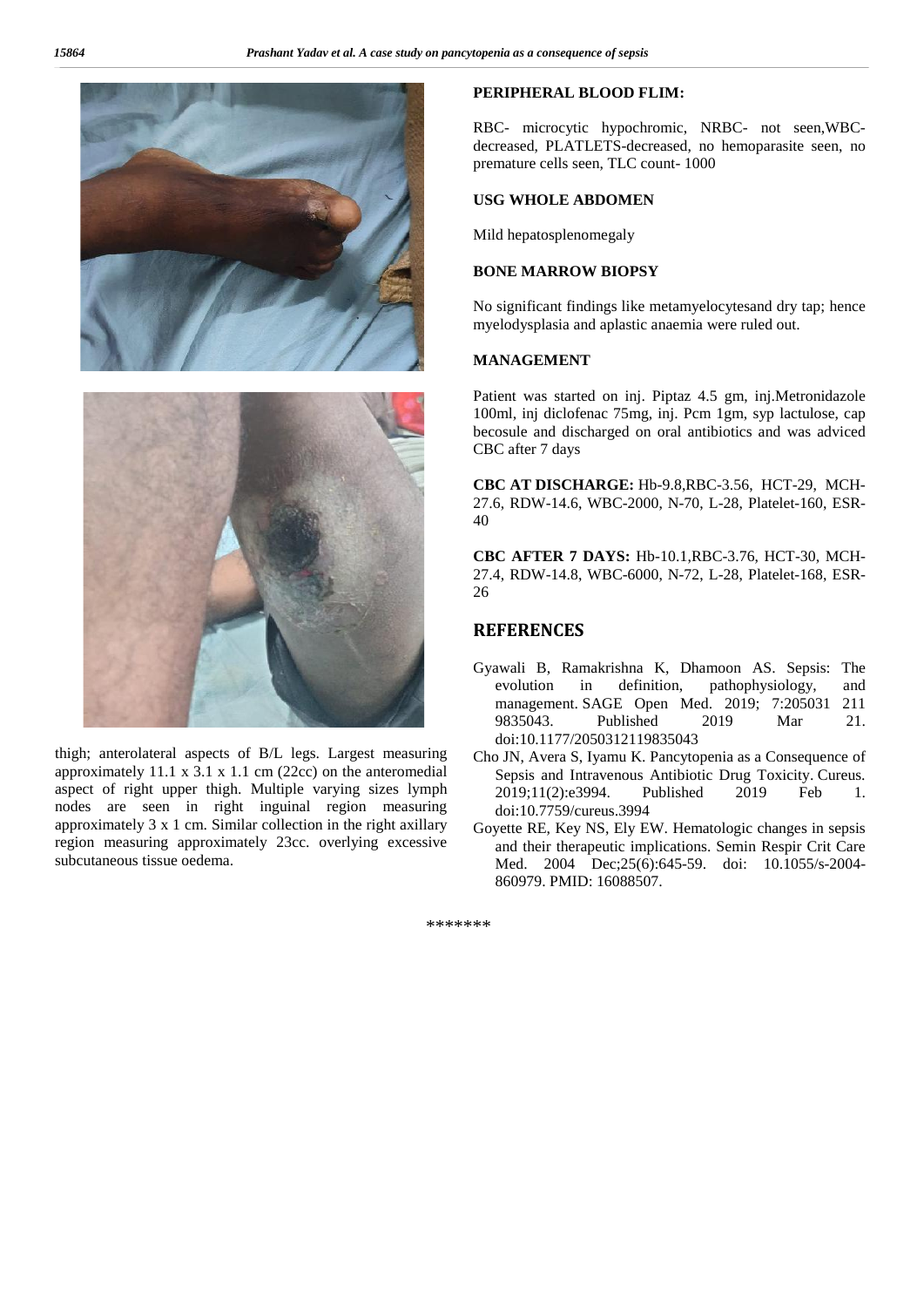thigh; anterolateral aspects of B/L legs. Largest measuring approximately 11.1 x 3.1 x 1.1 cm (22cc) on the anteromedial aspect of right upper thigh. Multiple varying sizes lymph nodes are seen in right inguinal region measuring approximately 3 x 1 cm. Similar collection in the right axillary region measuring approximately 23cc. overlying excessive subcutaneous tissue oedema.

**PERIPHERAL BLOOD FLIM:**

RBC- microcytic hypochromic, NRBC- not seen,WBC-decreased, PLATLETS-decreased, no hemoparasite seen, no premature cells seen, TLC count- 1000

**USG WHOLE ABDOMEN**

Mild hepatosplenomegaly

**BONE MARROW BIOPSY**

No significant findings like metamyelocytesand dry tap; hence myelodysplasia and aplastic anaemia were ruled out.

**MANAGEMENT**

Patient was started on inj. Piptaz 4.5 gm, inj.Metronidazole 100ml, inj diclofenac 75mg, inj. Pcm 1gm, syp lactulose, cap becosule and discharged on oral antibiotics and was adviced CBC after 7 days

**CBC AT DISCHARGE:** Hb-9.8,RBC-3.56, HCT-29, MCH-27.6, RDW-14.6, WBC-2000, N-70, L-28, Platelet-160, ESR-40

**CBC AFTER 7 DAYS:** Hb-10.1,RBC-3.76, HCT-30, MCH-27.4, RDW-14.8, WBC-6000, N-72, L-28, Platelet-168, ESR-26

## REFERENCES

Gyawali B, Ramakrishna K, Dhamoon AS. Sepsis: The evolution in definition, pathophysiology, and management. SAGE Open Med. 2019; 7:205031 211 9835043. Published 2019 Mar 21. doi:10.1177/2050312119835043

Cho JN, Avera S, Iyamu K. Pancytopenia as a Consequence of Sepsis and Intravenous Antibiotic Drug Toxicity. Cureus. 2019;11(2):e3994. Published 2019 Feb 1. doi:10.7759/cureus.3994

Goyette RE, Key NS, Ely EW. Hematologic changes in sepsis and their therapeutic implications. Semin Respir Crit Care Med. 2004 Dec;25(6):645-59. doi: 10.1055/s-2004-860979. PMID: 16088507.

*******